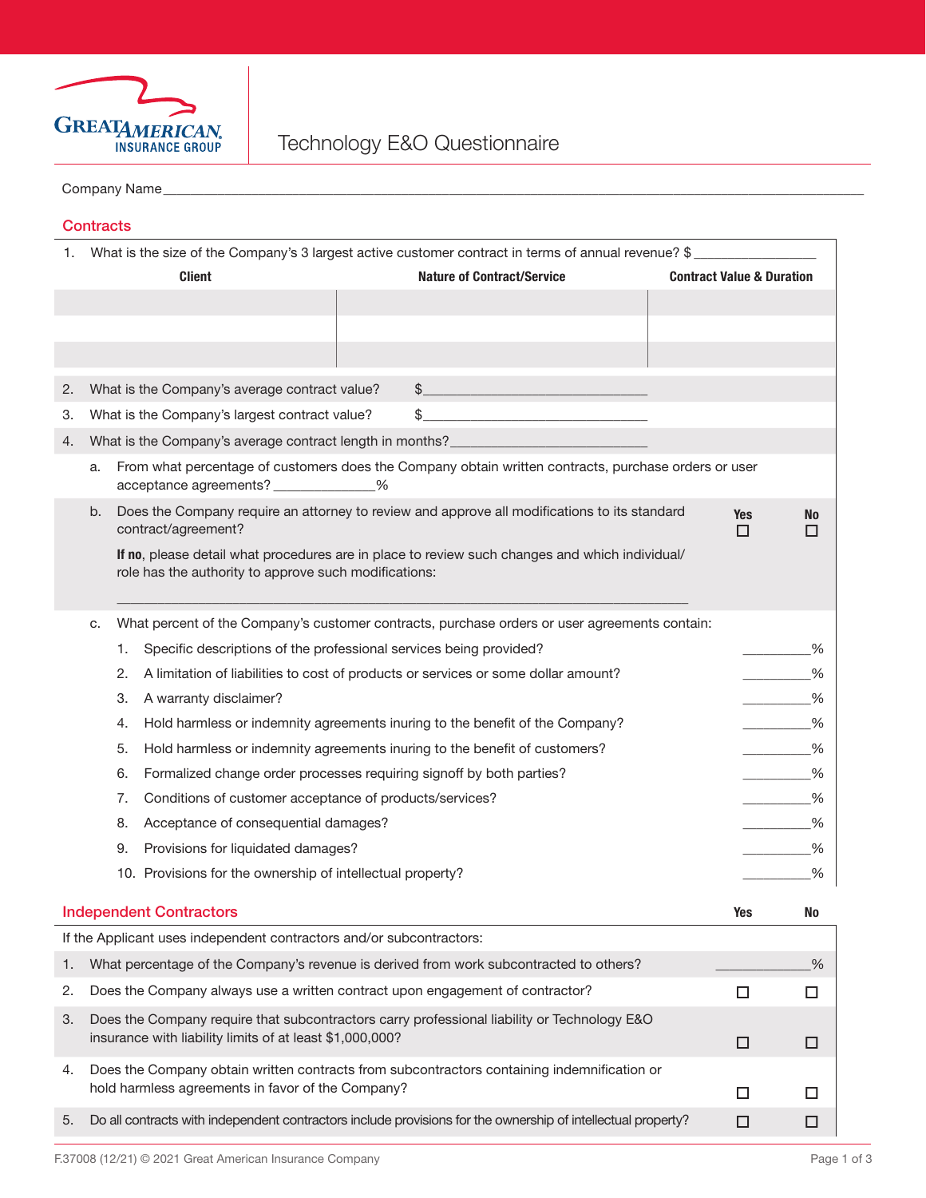# Technology E&O Questionnaire

Company Name ______________________________________________

## Contracts

1. What is the size of the Company's 3 largest active customer contract in terms of annual revenue? $ ______________

| Client | Nature of Contract/Service | Contract Value & Duration |
|---|---|---|
| | | |
| | | |
| | | |

2. What is the Company's average contract value? $ ______________________________

3. What is the Company's largest contract value? $ ______________________________

4. What is the Company's average contract length in months? ______________________________

   a. From what percentage of customers does the Company obtain written contracts, purchase orders or user acceptance agreements? ____________%

   b. Does the Company require an attorney to review and approve all modifications to its standard contract/agreement? Yes ☐ No ☐

      **If no**, please detail what procedures are in place to review such changes and which individual/role has the authority to approve such modifications:

      ______________________________________________

   c. What percent of the Company's customer contracts, purchase orders or user agreements contain:

      1. Specific descriptions of the professional services being provided? _________%
      2. A limitation of liabilities to cost of products or services or some dollar amount? _________%
      3. A warranty disclaimer? _________%
      4. Hold harmless or indemnity agreements inuring to the benefit of the Company? _________%
      5. Hold harmless or indemnity agreements inuring to the benefit of customers? _________%
      6. Formalized change order processes requiring signoff by both parties? _________%
      7. Conditions of customer acceptance of products/services? _________%
      8. Acceptance of consequential damages? _________%
      9. Provisions for liquidated damages? _________%
      10. Provisions for the ownership of intellectual property? _________%

## Independent Contractors

If the Applicant uses independent contractors and/or subcontractors:

| | | Yes | No |
|---|---|---|---|
| 1. | What percentage of the Company's revenue is derived from work subcontracted to others? | ___________% | |
| 2. | Does the Company always use a written contract upon engagement of contractor? | ☐ | ☐ |
| 3. | Does the Company require that subcontractors carry professional liability or Technology E&O insurance with liability limits of at least $1,000,000? | ☐ | ☐ |
| 4. | Does the Company obtain written contracts from subcontractors containing indemnification or hold harmless agreements in favor of the Company? | ☐ | ☐ |
| 5. | Do all contracts with independent contractors include provisions for the ownership of intellectual property? | ☐ | ☐ |

F.37008 (12/21) © 2021 Great American Insurance Company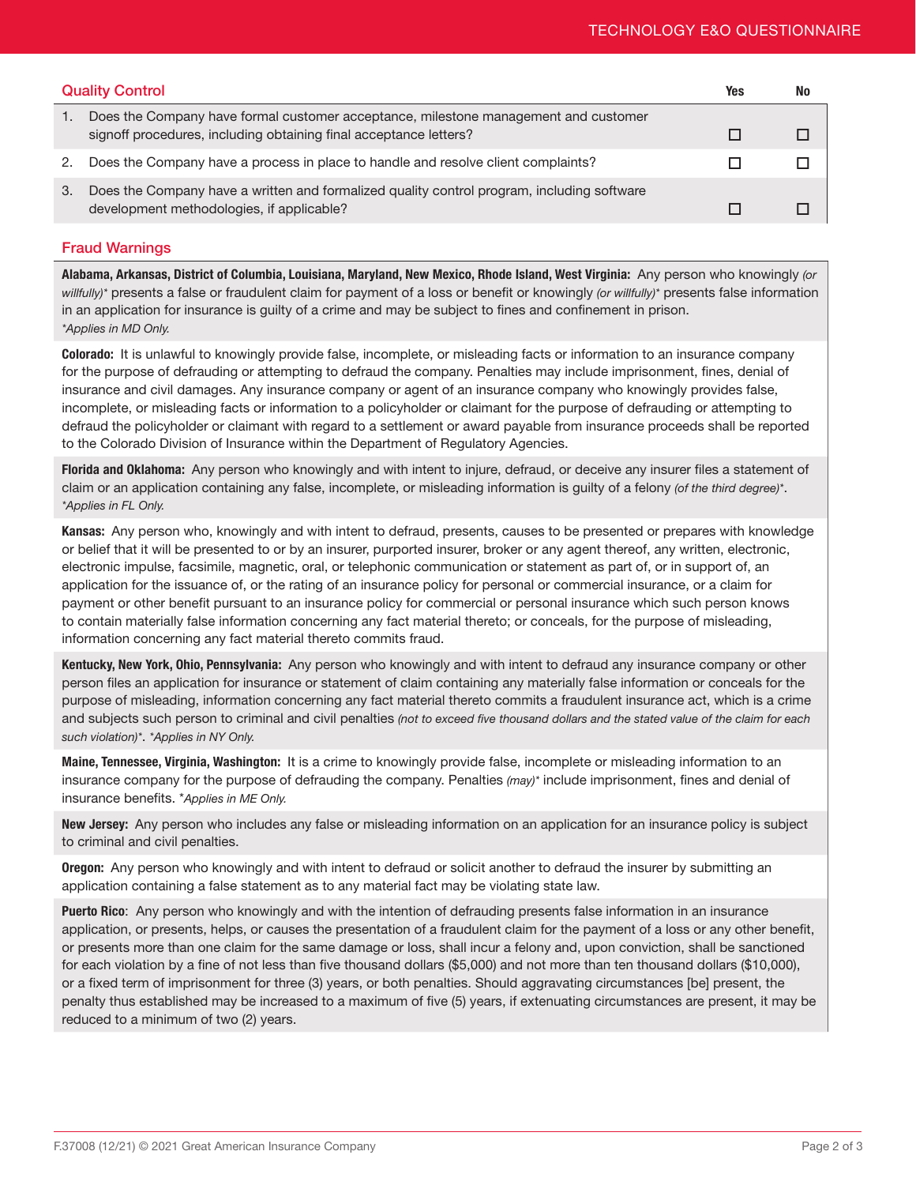## Quality Control

| | Quality Control | Yes | No |
|---|---|---|---|
| 1. | Does the Company have formal customer acceptance, milestone management and customer signoff procedures, including obtaining final acceptance letters? | ☐ | ☐ |
| 2. | Does the Company have a process in place to handle and resolve client complaints? | ☐ | ☐ |
| 3. | Does the Company have a written and formalized quality control program, including software development methodologies, if applicable? | ☐ | ☐ |

## Fraud Warnings

**Alabama, Arkansas, District of Columbia, Louisiana, Maryland, New Mexico, Rhode Island, West Virginia:** Any person who knowingly *(or willfully)** presents a false or fraudulent claim for payment of a loss or benefit or knowingly *(or willfully)** presents false information in an application for insurance is guilty of a crime and may be subject to fines and confinement in prison.
*\*Applies in MD Only.*

**Colorado:** It is unlawful to knowingly provide false, incomplete, or misleading facts or information to an insurance company for the purpose of defrauding or attempting to defraud the company. Penalties may include imprisonment, fines, denial of insurance and civil damages. Any insurance company or agent of an insurance company who knowingly provides false, incomplete, or misleading facts or information to a policyholder or claimant for the purpose of defrauding or attempting to defraud the policyholder or claimant with regard to a settlement or award payable from insurance proceeds shall be reported to the Colorado Division of Insurance within the Department of Regulatory Agencies.

**Florida and Oklahoma:** Any person who knowingly and with intent to injure, defraud, or deceive any insurer files a statement of claim or an application containing any false, incomplete, or misleading information is guilty of a felony *(of the third degree)**.
*\*Applies in FL Only.*

**Kansas:** Any person who, knowingly and with intent to defraud, presents, causes to be presented or prepares with knowledge or belief that it will be presented to or by an insurer, purported insurer, broker or any agent thereof, any written, electronic, electronic impulse, facsimile, magnetic, oral, or telephonic communication or statement as part of, or in support of, an application for the issuance of, or the rating of an insurance policy for personal or commercial insurance, or a claim for payment or other benefit pursuant to an insurance policy for commercial or personal insurance which such person knows to contain materially false information concerning any fact material thereto; or conceals, for the purpose of misleading, information concerning any fact material thereto commits fraud.

**Kentucky, New York, Ohio, Pennsylvania:** Any person who knowingly and with intent to defraud any insurance company or other person files an application for insurance or statement of claim containing any materially false information or conceals for the purpose of misleading, information concerning any fact material thereto commits a fraudulent insurance act, which is a crime and subjects such person to criminal and civil penalties *(not to exceed five thousand dollars and the stated value of the claim for each such violation)**. *\*Applies in NY Only.*

**Maine, Tennessee, Virginia, Washington:** It is a crime to knowingly provide false, incomplete or misleading information to an insurance company for the purpose of defrauding the company. Penalties *(may)** include imprisonment, fines and denial of insurance benefits. *\*Applies in ME Only.*

**New Jersey:** Any person who includes any false or misleading information on an application for an insurance policy is subject to criminal and civil penalties.

**Oregon:** Any person who knowingly and with intent to defraud or solicit another to defraud the insurer by submitting an application containing a false statement as to any material fact may be violating state law.

**Puerto Rico**: Any person who knowingly and with the intention of defrauding presents false information in an insurance application, or presents, helps, or causes the presentation of a fraudulent claim for the payment of a loss or any other benefit, or presents more than one claim for the same damage or loss, shall incur a felony and, upon conviction, shall be sanctioned for each violation by a fine of not less than five thousand dollars ($5,000) and not more than ten thousand dollars ($10,000), or a fixed term of imprisonment for three (3) years, or both penalties. Should aggravating circumstances [be] present, the penalty thus established may be increased to a maximum of five (5) years, if extenuating circumstances are present, it may be reduced to a minimum of two (2) years.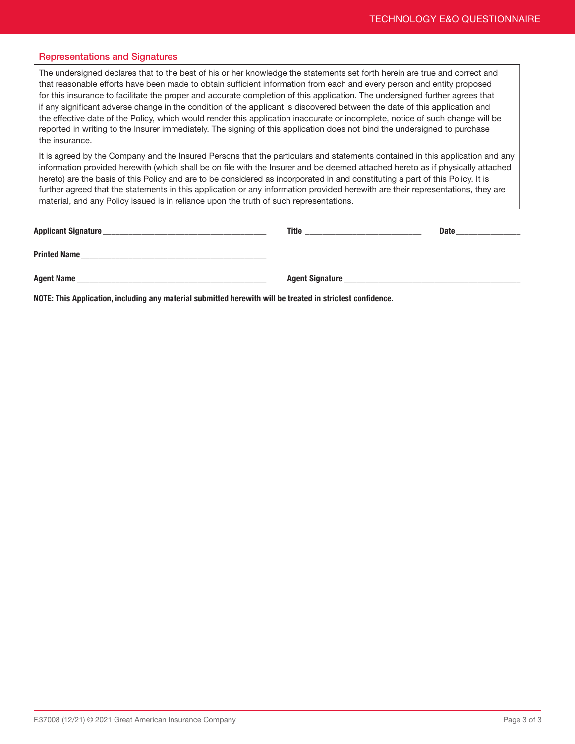## Representations and Signatures

The undersigned declares that to the best of his or her knowledge the statements set forth herein are true and correct and that reasonable efforts have been made to obtain sufficient information from each and every person and entity proposed for this insurance to facilitate the proper and accurate completion of this application. The undersigned further agrees that if any significant adverse change in the condition of the applicant is discovered between the date of this application and the effective date of the Policy, which would render this application inaccurate or incomplete, notice of such change will be reported in writing to the Insurer immediately. The signing of this application does not bind the undersigned to purchase the insurance.

It is agreed by the Company and the Insured Persons that the particulars and statements contained in this application and any information provided herewith (which shall be on file with the Insurer and be deemed attached hereto as if physically attached hereto) are the basis of this Policy and are to be considered as incorporated in and constituting a part of this Policy. It is further agreed that the statements in this application or any information provided herewith are their representations, they are material, and any Policy issued is in reliance upon the truth of such representations.

**Applicant Signature** ______________________________ **Title** ______________________ **Date** ____________

**Printed Name** ______________________________

**Agent Name** ______________________________ **Agent Signature** ______________________________

**NOTE: This Application, including any material submitted herewith will be treated in strictest confidence.**